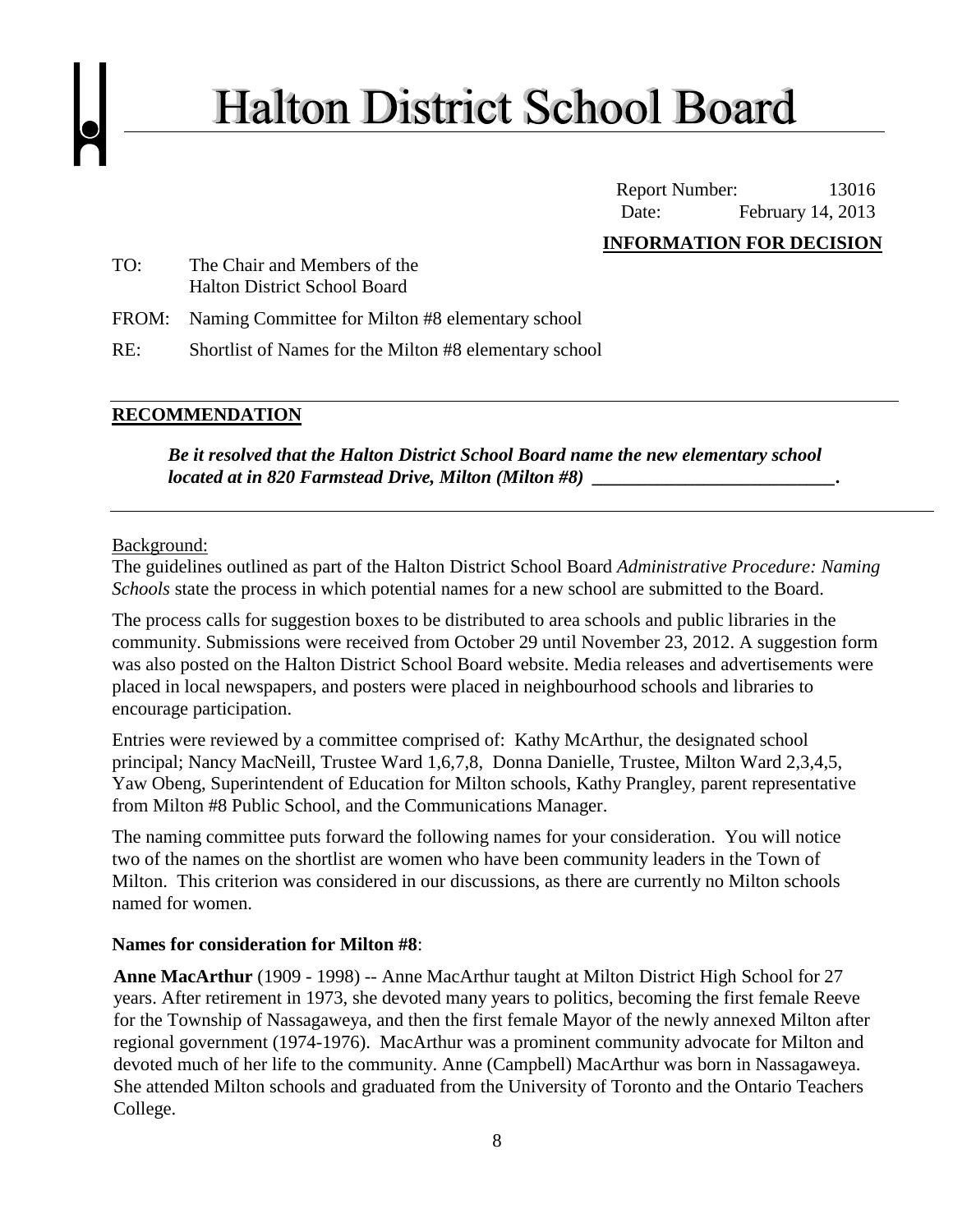# Halton District School Board

Report Number: 13016
Date: February 14, 2013

**INFORMATION FOR DECISION**

TO: The Chair and Members of the Halton District School Board

FROM: Naming Committee for Milton #8 elementary school

RE: Shortlist of Names for the Milton #8 elementary school

---

## RECOMMENDATION

***Be it resolved that the Halton District School Board name the new elementary school located at in 820 Farmstead Drive, Milton (Milton #8) ___________________________.***

---

Background:

The guidelines outlined as part of the Halton District School Board *Administrative Procedure: Naming Schools* state the process in which potential names for a new school are submitted to the Board.

The process calls for suggestion boxes to be distributed to area schools and public libraries in the community. Submissions were received from October 29 until November 23, 2012. A suggestion form was also posted on the Halton District School Board website. Media releases and advertisements were placed in local newspapers, and posters were placed in neighbourhood schools and libraries to encourage participation.

Entries were reviewed by a committee comprised of: Kathy McArthur, the designated school principal; Nancy MacNeill, Trustee Ward 1,6,7,8, Donna Danielle, Trustee, Milton Ward 2,3,4,5, Yaw Obeng, Superintendent of Education for Milton schools, Kathy Prangley, parent representative from Milton #8 Public School, and the Communications Manager.

The naming committee puts forward the following names for your consideration. You will notice two of the names on the shortlist are women who have been community leaders in the Town of Milton. This criterion was considered in our discussions, as there are currently no Milton schools named for women.

**Names for consideration for Milton #8**:

**Anne MacArthur** (1909 - 1998) -- Anne MacArthur taught at Milton District High School for 27 years. After retirement in 1973, she devoted many years to politics, becoming the first female Reeve for the Township of Nassagaweya, and then the first female Mayor of the newly annexed Milton after regional government (1974-1976). MacArthur was a prominent community advocate for Milton and devoted much of her life to the community. Anne (Campbell) MacArthur was born in Nassagaweya. She attended Milton schools and graduated from the University of Toronto and the Ontario Teachers College.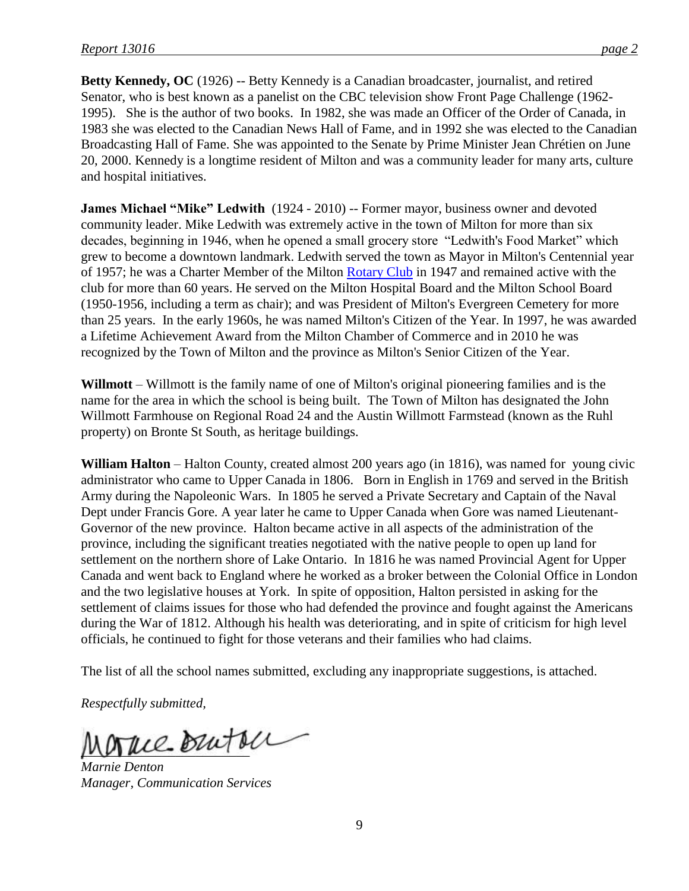**Betty Kennedy, OC** (1926) -- Betty Kennedy is a Canadian broadcaster, journalist, and retired Senator, who is best known as a panelist on the CBC television show Front Page Challenge (1962-1995). She is the author of two books. In 1982, she was made an Officer of the Order of Canada, in 1983 she was elected to the Canadian News Hall of Fame, and in 1992 she was elected to the Canadian Broadcasting Hall of Fame. She was appointed to the Senate by Prime Minister Jean Chrétien on June 20, 2000. Kennedy is a longtime resident of Milton and was a community leader for many arts, culture and hospital initiatives.

**James Michael "Mike" Ledwith** (1924 - 2010) -- Former mayor, business owner and devoted community leader. Mike Ledwith was extremely active in the town of Milton for more than six decades, beginning in 1946, when he opened a small grocery store "Ledwith's Food Market" which grew to become a downtown landmark. Ledwith served the town as Mayor in Milton's Centennial year of 1957; he was a Charter Member of the Milton Rotary Club in 1947 and remained active with the club for more than 60 years. He served on the Milton Hospital Board and the Milton School Board (1950-1956, including a term as chair); and was President of Milton's Evergreen Cemetery for more than 25 years. In the early 1960s, he was named Milton's Citizen of the Year. In 1997, he was awarded a Lifetime Achievement Award from the Milton Chamber of Commerce and in 2010 he was recognized by the Town of Milton and the province as Milton's Senior Citizen of the Year.

**Willmott** – Willmott is the family name of one of Milton's original pioneering families and is the name for the area in which the school is being built. The Town of Milton has designated the John Willmott Farmhouse on Regional Road 24 and the Austin Willmott Farmstead (known as the Ruhl property) on Bronte St South, as heritage buildings.

**William Halton** – Halton County, created almost 200 years ago (in 1816), was named for young civic administrator who came to Upper Canada in 1806. Born in English in 1769 and served in the British Army during the Napoleonic Wars. In 1805 he served a Private Secretary and Captain of the Naval Dept under Francis Gore. A year later he came to Upper Canada when Gore was named Lieutenant-Governor of the new province. Halton became active in all aspects of the administration of the province, including the significant treaties negotiated with the native people to open up land for settlement on the northern shore of Lake Ontario. In 1816 he was named Provincial Agent for Upper Canada and went back to England where he worked as a broker between the Colonial Office in London and the two legislative houses at York. In spite of opposition, Halton persisted in asking for the settlement of claims issues for those who had defended the province and fought against the Americans during the War of 1812. Although his health was deteriorating, and in spite of criticism for high level officials, he continued to fight for those veterans and their families who had claims.

The list of all the school names submitted, excluding any inappropriate suggestions, is attached.

*Respectfully submitted,*

*Marnie Denton*
*Manager, Communication Services*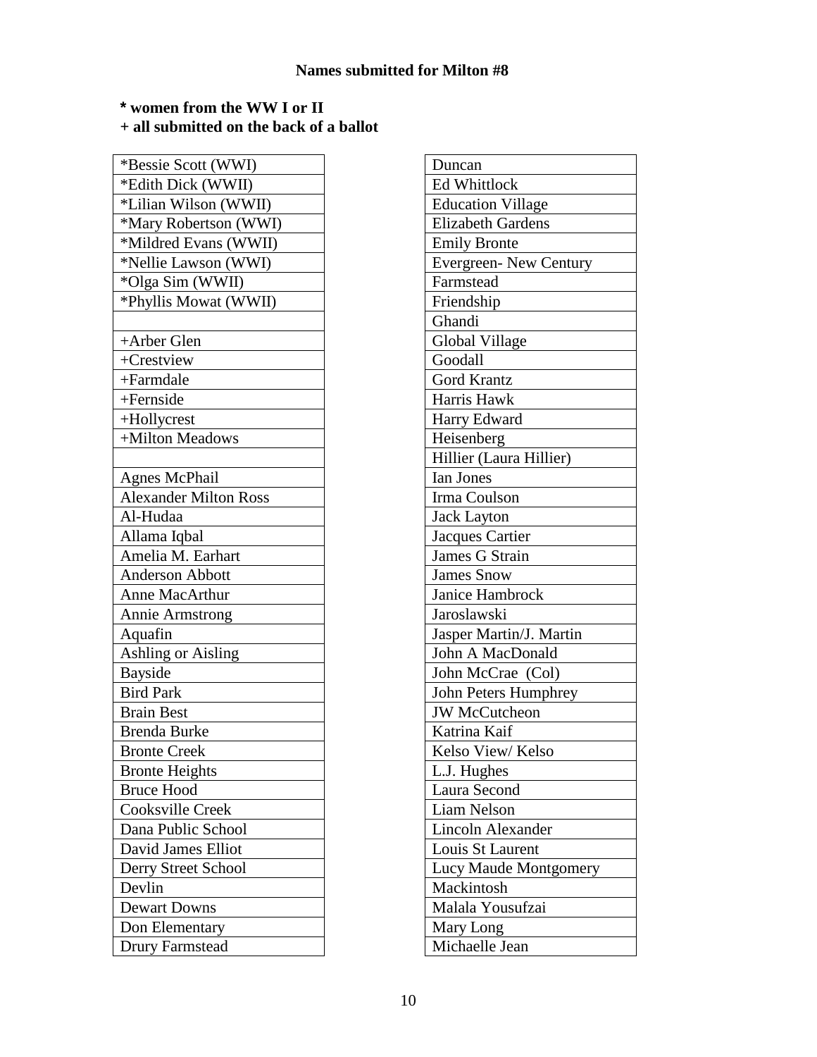**Names submitted for Milton #8**

**\* women from the WW I or II**
**+ all submitted on the back of a ballot**

| *Bessie Scott (WWI) |
|---|
| *Edith Dick (WWII) |
| *Lilian Wilson (WWII) |
| *Mary Robertson (WWI) |
| *Mildred Evans (WWII) |
| *Nellie Lawson (WWI) |
| *Olga Sim (WWII) |
| *Phyllis Mowat (WWII) |
| |
| +Arber Glen |
| +Crestview |
| +Farmdale |
| +Fernside |
| +Hollycrest |
| +Milton Meadows |
| |
| Agnes McPhail |
| Alexander Milton Ross |
| Al-Hudaa |
| Allama Iqbal |
| Amelia M. Earhart |
| Anderson Abbott |
| Anne MacArthur |
| Annie Armstrong |
| Aquafin |
| Ashling or Aisling |
| Bayside |
| Bird Park |
| Brain Best |
| Brenda Burke |
| Bronte Creek |
| Bronte Heights |
| Bruce Hood |
| Cooksville Creek |
| Dana Public School |
| David James Elliot |
| Derry Street School |
| Devlin |
| Dewart Downs |
| Don Elementary |
| Drury Farmstead |

| Duncan |
|---|
| Ed Whittlock |
| Education Village |
| Elizabeth Gardens |
| Emily Bronte |
| Evergreen- New Century |
| Farmstead |
| Friendship |
| Ghandi |
| Global Village |
| Goodall |
| Gord Krantz |
| Harris Hawk |
| Harry Edward |
| Heisenberg |
| Hillier (Laura Hillier) |
| Ian Jones |
| Irma Coulson |
| Jack Layton |
| Jacques Cartier |
| James G Strain |
| James Snow |
| Janice Hambrock |
| Jaroslawski |
| Jasper Martin/J. Martin |
| John A MacDonald |
| John McCrae (Col) |
| John Peters Humphrey |
| JW McCutcheon |
| Katrina Kaif |
| Kelso View/ Kelso |
| L.J. Hughes |
| Laura Second |
| Liam Nelson |
| Lincoln Alexander |
| Louis St Laurent |
| Lucy Maude Montgomery |
| Mackintosh |
| Malala Yousufzai |
| Mary Long |
| Michaelle Jean |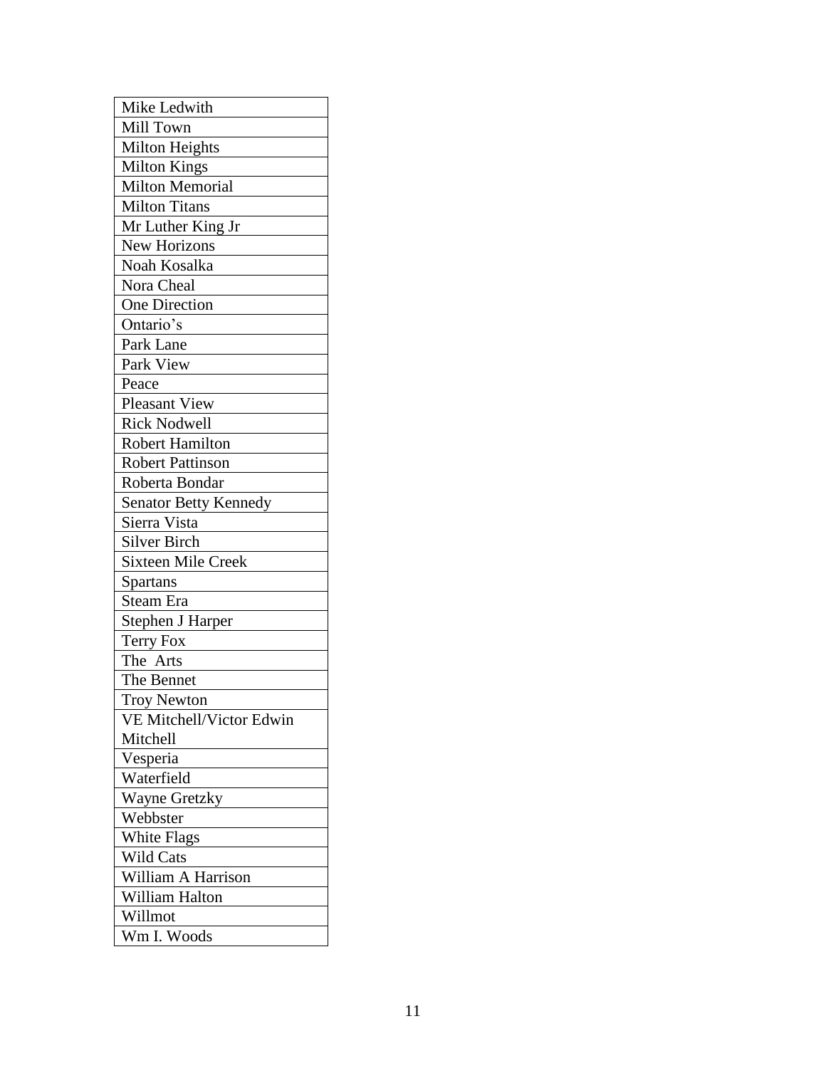| |
|---|
| Mike Ledwith |
| Mill Town |
| Milton Heights |
| Milton Kings |
| Milton Memorial |
| Milton Titans |
| Mr Luther King Jr |
| New Horizons |
| Noah Kosalka |
| Nora Cheal |
| One Direction |
| Ontario’s |
| Park Lane |
| Park View |
| Peace |
| Pleasant View |
| Rick Nodwell |
| Robert Hamilton |
| Robert Pattinson |
| Roberta Bondar |
| Senator Betty Kennedy |
| Sierra Vista |
| Silver Birch |
| Sixteen Mile Creek |
| Spartans |
| Steam Era |
| Stephen J Harper |
| Terry Fox |
| The  Arts |
| The Bennet |
| Troy Newton |
| VE Mitchell/Victor Edwin Mitchell |
| Vesperia |
| Waterfield |
| Wayne Gretzky |
| Webbster |
| White Flags |
| Wild Cats |
| William A Harrison |
| William Halton |
| Willmot |
| Wm I. Woods |